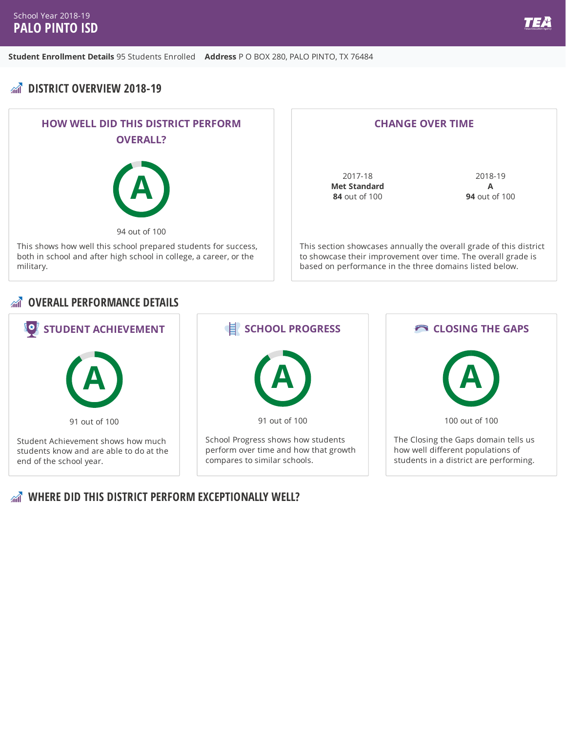School Year 2018-19

# PALO PINTO ISD

**Student Enrollment Details** 95 Students Enrolled **Address** P O BOX 280, PALO PINTO, TX 76484

## DISTRICT OVERVIEW 2018-19

### HOW WELL DID THIS DISTRICT PERFORM OVERALL?

A

94 out of 100

This shows how well this school prepared students for success, both in school and after high school in college, a career, or the military.

### CHANGE OVER TIME

| 2017-18 | 2018-19 |
|---|---|
| **Met Standard** | **A** |
| **84** out of 100 | **94** out of 100 |

This section showcases annually the overall grade of this district to showcase their improvement over time. The overall grade is based on performance in the three domains listed below.

## OVERALL PERFORMANCE DETAILS

### STUDENT ACHIEVEMENT

A

91 out of 100

Student Achievement shows how much students know and are able to do at the end of the school year.

### SCHOOL PROGRESS

A

91 out of 100

School Progress shows how students perform over time and how that growth compares to similar schools.

### CLOSING THE GAPS

A

100 out of 100

The Closing the Gaps domain tells us how well different populations of students in a district are performing.

## WHERE DID THIS DISTRICT PERFORM EXCEPTIONALLY WELL?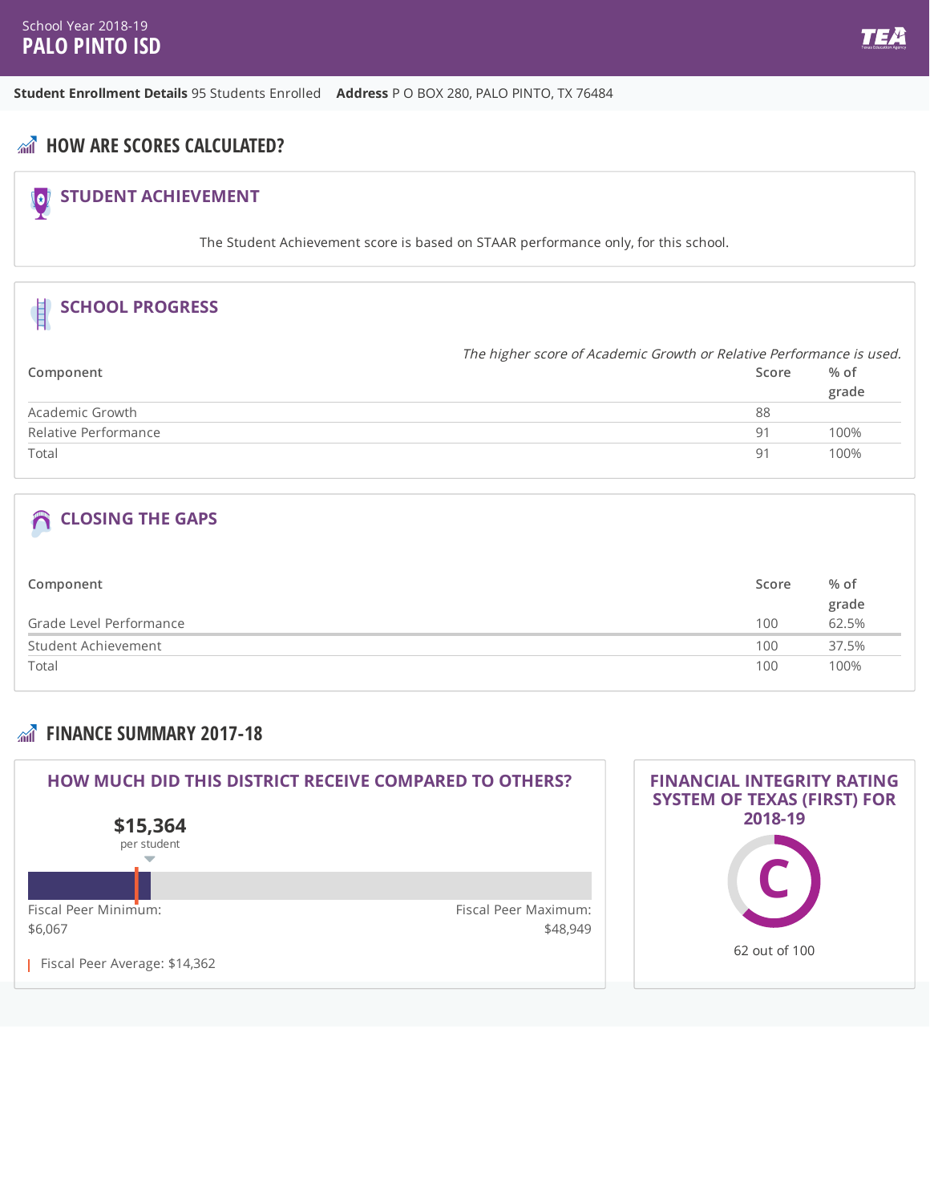School Year 2018-19

# PALO PINTO ISD

**Student Enrollment Details** 95 Students Enrolled **Address** P O BOX 280, PALO PINTO, TX 76484

## HOW ARE SCORES CALCULATED?

### STUDENT ACHIEVEMENT

The Student Achievement score is based on STAAR performance only, for this school.

### SCHOOL PROGRESS

*The higher score of Academic Growth or Relative Performance is used.*

| Component | Score | % of grade |
|---|---|---|
| Academic Growth | 88 | |
| Relative Performance | 91 | 100% |
| Total | 91 | 100% |

### CLOSING THE GAPS

| Component | Score | % of grade |
|---|---|---|
| Grade Level Performance | 100 | 62.5% |
| Student Achievement | 100 | 37.5% |
| Total | 100 | 100% |

## FINANCE SUMMARY 2017-18

### HOW MUCH DID THIS DISTRICT RECEIVE COMPARED TO OTHERS?

**$15,364**
per student

Fiscal Peer Minimum: $6,067

Fiscal Peer Maximum: $48,949

Fiscal Peer Average: $14,362

### FINANCIAL INTEGRITY RATING SYSTEM OF TEXAS (FIRST) FOR 2018-19

C

62 out of 100